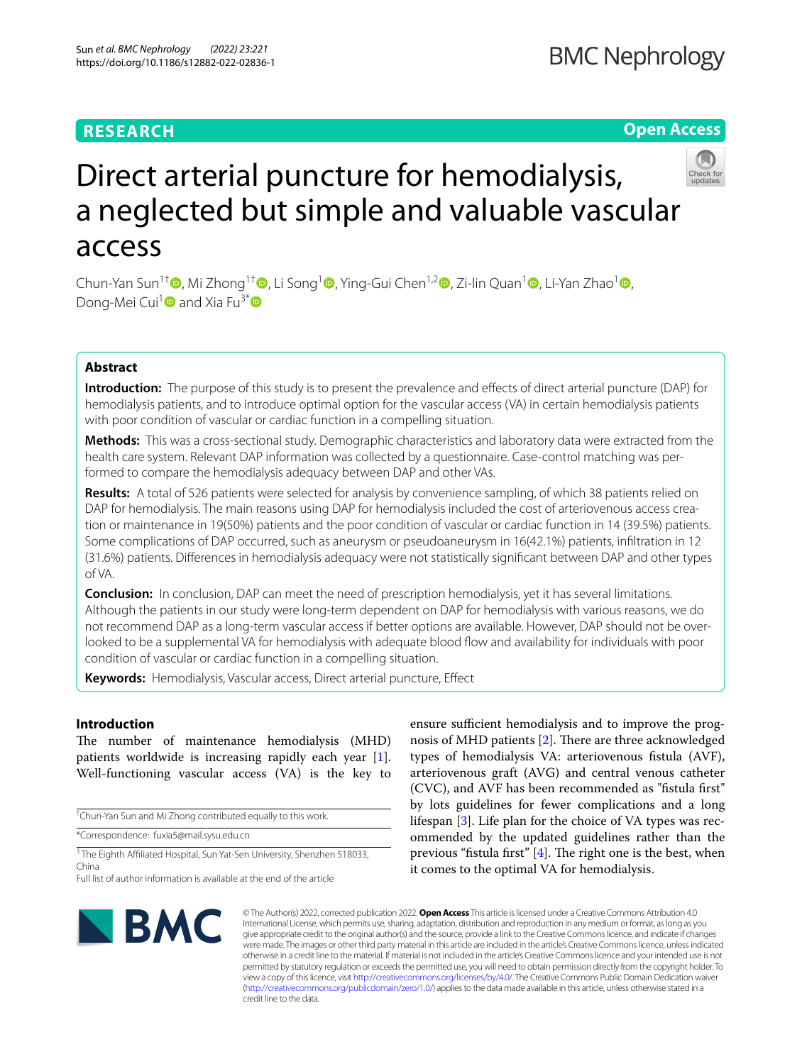RESEARCH

Open Access

# Direct arterial puncture for hemodialysis, a neglected but simple and valuable vascular access

Chun-Yan Sun[1†], Mi Zhong[1†], Li Song[1], Ying-Gui Chen[1,2], Zi-lin Quan[1], Li-Yan Zhao[1], Dong-Mei Cui[1] and Xia Fu[3*]

## Abstract

**Introduction:** The purpose of this study is to present the prevalence and effects of direct arterial puncture (DAP) for hemodialysis patients, and to introduce optimal option for the vascular access (VA) in certain hemodialysis patients with poor condition of vascular or cardiac function in a compelling situation.

**Methods:** This was a cross-sectional study. Demographic characteristics and laboratory data were extracted from the health care system. Relevant DAP information was collected by a questionnaire. Case-control matching was performed to compare the hemodialysis adequacy between DAP and other VAs.

**Results:** A total of 526 patients were selected for analysis by convenience sampling, of which 38 patients relied on DAP for hemodialysis. The main reasons using DAP for hemodialysis included the cost of arteriovenous access creation or maintenance in 19(50%) patients and the poor condition of vascular or cardiac function in 14 (39.5%) patients. Some complications of DAP occurred, such as aneurysm or pseudoaneurysm in 16(42.1%) patients, infiltration in 12 (31.6%) patients. Differences in hemodialysis adequacy were not statistically significant between DAP and other types of VA.

**Conclusion:** In conclusion, DAP can meet the need of prescription hemodialysis, yet it has several limitations. Although the patients in our study were long-term dependent on DAP for hemodialysis with various reasons, we do not recommend DAP as a long-term vascular access if better options are available. However, DAP should not be overlooked to be a supplemental VA for hemodialysis with adequate blood flow and availability for individuals with poor condition of vascular or cardiac function in a compelling situation.

**Keywords:** Hemodialysis, Vascular access, Direct arterial puncture, Effect

## Introduction

The number of maintenance hemodialysis (MHD) patients worldwide is increasing rapidly each year [1]. Well-functioning vascular access (VA) is the key to ensure sufficient hemodialysis and to improve the prognosis of MHD patients [2]. There are three acknowledged types of hemodialysis VA: arteriovenous fistula (AVF), arteriovenous graft (AVG) and central venous catheter (CVC), and AVF has been recommended as "fistula first" by lots guidelines for fewer complications and a long lifespan [3]. Life plan for the choice of VA types was recommended by the updated guidelines rather than the previous "fistula first" [4]. The right one is the best, when it comes to the optimal VA for hemodialysis.

†Chun-Yan Sun and Mi Zhong contributed equally to this work.

*Correspondence: fuxia5@mail.sysu.edu.cn

[3] The Eighth Affiliated Hospital, Sun Yat-Sen University, Shenzhen 518033, China

Full list of author information is available at the end of the article

© The Author(s) 2022, corrected publication 2022. **Open Access** This article is licensed under a Creative Commons Attribution 4.0 International License, which permits use, sharing, adaptation, distribution and reproduction in any medium or format, as long as you give appropriate credit to the original author(s) and the source, provide a link to the Creative Commons licence, and indicate if changes were made. The images or other third party material in this article are included in the article's Creative Commons licence, unless indicated otherwise in a credit line to the material. If material is not included in the article's Creative Commons licence and your intended use is not permitted by statutory regulation or exceeds the permitted use, you will need to obtain permission directly from the copyright holder. To view a copy of this licence, visit http://creativecommons.org/licenses/by/4.0/. The Creative Commons Public Domain Dedication waiver (http://creativecommons.org/publicdomain/zero/1.0/) applies to the data made available in this article, unless otherwise stated in a credit line to the data.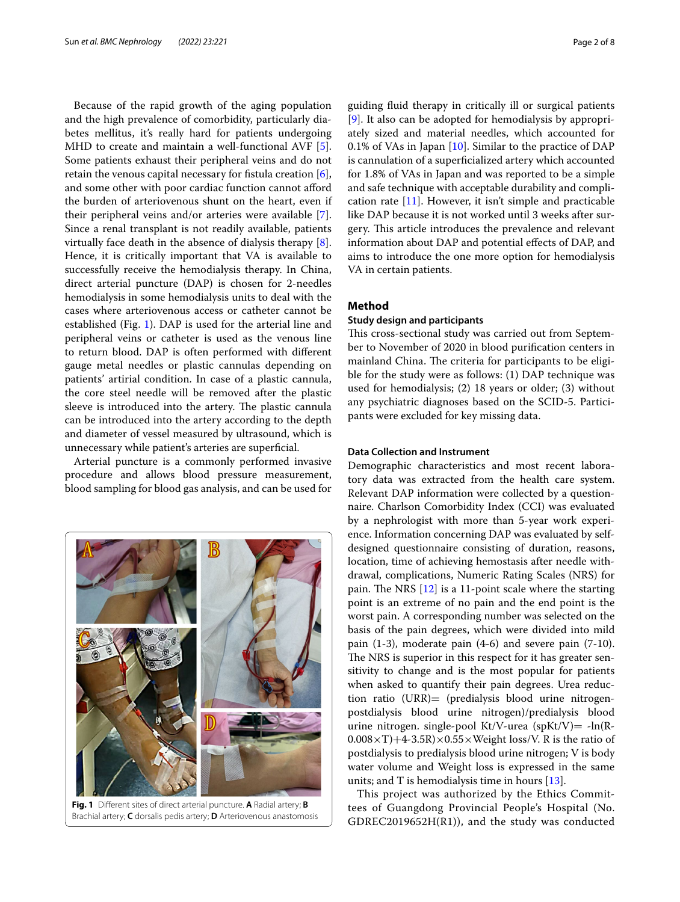Because of the rapid growth of the aging population and the high prevalence of comorbidity, particularly diabetes mellitus, it's really hard for patients undergoing MHD to create and maintain a well-functional AVF [5]. Some patients exhaust their peripheral veins and do not retain the venous capital necessary for fistula creation [6], and some other with poor cardiac function cannot afford the burden of arteriovenous shunt on the heart, even if their peripheral veins and/or arteries were available [7]. Since a renal transplant is not readily available, patients virtually face death in the absence of dialysis therapy [8]. Hence, it is critically important that VA is available to successfully receive the hemodialysis therapy. In China, direct arterial puncture (DAP) is chosen for 2-needles hemodialysis in some hemodialysis units to deal with the cases where arteriovenous access or catheter cannot be established (Fig. 1). DAP is used for the arterial line and peripheral veins or catheter is used as the venous line to return blood. DAP is often performed with different gauge metal needles or plastic cannulas depending on patients' artirial condition. In case of a plastic cannula, the core steel needle will be removed after the plastic sleeve is introduced into the artery. The plastic cannula can be introduced into the artery according to the depth and diameter of vessel measured by ultrasound, which is unnecessary while patient's arteries are superficial.

Arterial puncture is a commonly performed invasive procedure and allows blood pressure measurement, blood sampling for blood gas analysis, and can be used for guiding fluid therapy in critically ill or surgical patients [9]. It also can be adopted for hemodialysis by appropriately sized and material needles, which accounted for 0.1% of VAs in Japan [10]. Similar to the practice of DAP is cannulation of a superficialized artery which accounted for 1.8% of VAs in Japan and was reported to be a simple and safe technique with acceptable durability and complication rate [11]. However, it isn't simple and practicable like DAP because it is not worked until 3 weeks after surgery. This article introduces the prevalence and relevant information about DAP and potential effects of DAP, and aims to introduce the one more option for hemodialysis VA in certain patients.

**Fig. 1** Different sites of direct arterial puncture. **A** Radial artery; **B** Brachial artery; **C** dorsalis pedis artery; **D** Arteriovenous anastomosis

## Method

### Study design and participants

This cross-sectional study was carried out from September to November of 2020 in blood purification centers in mainland China. The criteria for participants to be eligible for the study were as follows: (1) DAP technique was used for hemodialysis; (2) 18 years or older; (3) without any psychiatric diagnoses based on the SCID-5. Participants were excluded for key missing data.

### Data Collection and Instrument

Demographic characteristics and most recent laboratory data was extracted from the health care system. Relevant DAP information were collected by a questionnaire. Charlson Comorbidity Index (CCI) was evaluated by a nephrologist with more than 5-year work experience. Information concerning DAP was evaluated by self-designed questionnaire consisting of duration, reasons, location, time of achieving hemostasis after needle withdrawal, complications, Numeric Rating Scales (NRS) for pain. The NRS [12] is a 11-point scale where the starting point is an extreme of no pain and the end point is the worst pain. A corresponding number was selected on the basis of the pain degrees, which were divided into mild pain (1-3), moderate pain (4-6) and severe pain (7-10). The NRS is superior in this respect for it has greater sensitivity to change and is the most popular for patients when asked to quantify their pain degrees. Urea reduction ratio (URR)= (predialysis blood urine nitrogen-postdialysis blood urine nitrogen)/predialysis blood urine nitrogen. single-pool Kt/V-urea (spKt/V)= $-\ln(R-0.008\times T)+4-3.5R)\times 0.55\times \text{Weight loss}/V$. R is the ratio of postdialysis to predialysis blood urine nitrogen; V is body water volume and Weight loss is expressed in the same units; and T is hemodialysis time in hours [13].

This project was authorized by the Ethics Committees of Guangdong Provincial People's Hospital (No. GDREC2019652H(R1)), and the study was conducted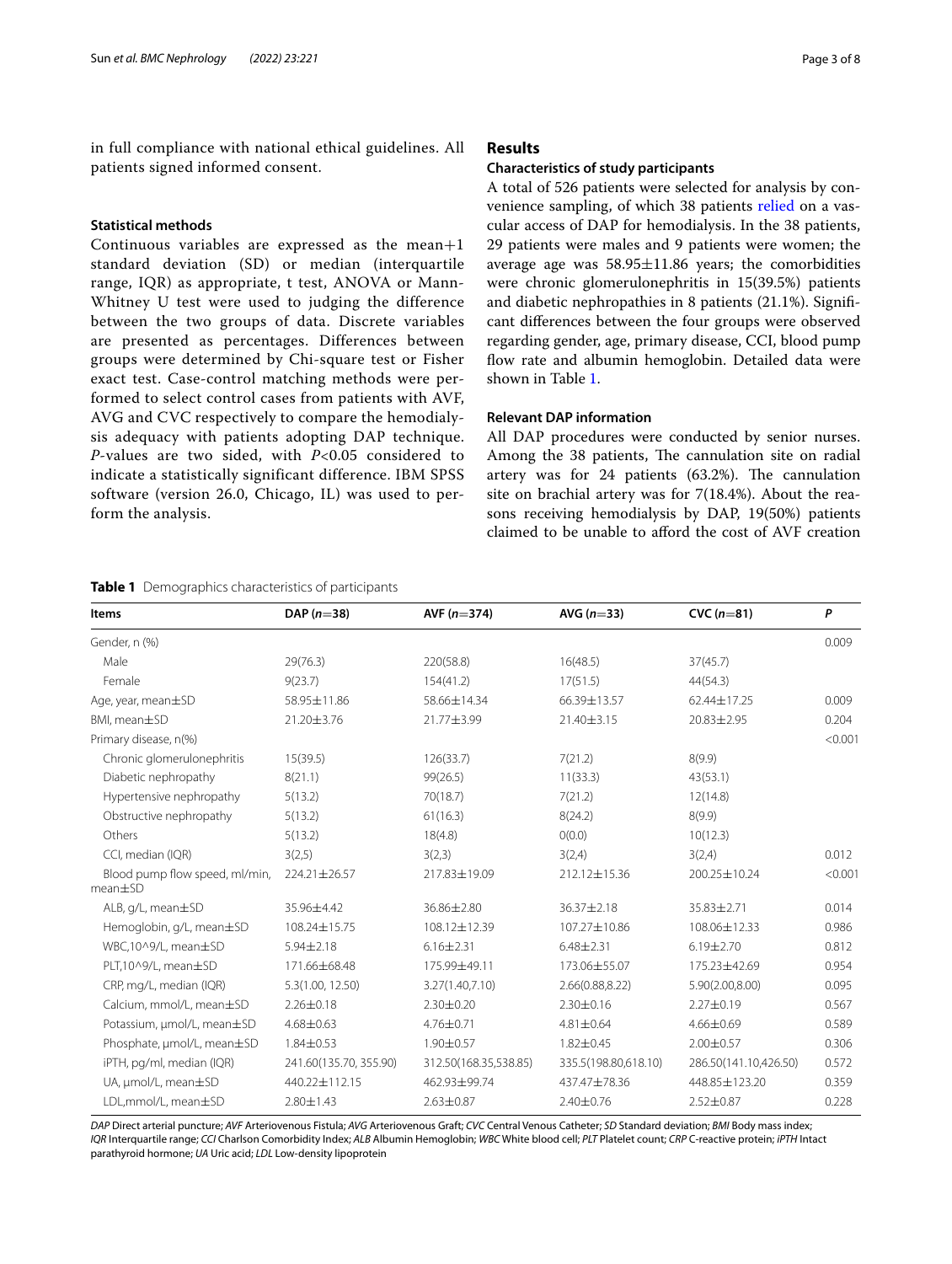in full compliance with national ethical guidelines. All patients signed informed consent.

### Statistical methods

Continuous variables are expressed as the mean+1 standard deviation (SD) or median (interquartile range, IQR) as appropriate, t test, ANOVA or Mann-Whitney U test were used to judging the difference between the two groups of data. Discrete variables are presented as percentages. Differences between groups were determined by Chi-square test or Fisher exact test. Case-control matching methods were performed to select control cases from patients with AVF, AVG and CVC respectively to compare the hemodialysis adequacy with patients adopting DAP technique. *P*-values are two sided, with *P*<0.05 considered to indicate a statistically significant difference. IBM SPSS software (version 26.0, Chicago, IL) was used to perform the analysis.

## Results

### Characteristics of study participants

A total of 526 patients were selected for analysis by convenience sampling, of which 38 patients relied on a vascular access of DAP for hemodialysis. In the 38 patients, 29 patients were males and 9 patients were women; the average age was 58.95±11.86 years; the comorbidities were chronic glomerulonephritis in 15(39.5%) patients and diabetic nephropathies in 8 patients (21.1%). Significant differences between the four groups were observed regarding gender, age, primary disease, CCI, blood pump flow rate and albumin hemoglobin. Detailed data were shown in Table 1.

### Relevant DAP information

All DAP procedures were conducted by senior nurses. Among the 38 patients, The cannulation site on radial artery was for 24 patients (63.2%). The cannulation site on brachial artery was for 7(18.4%). About the reasons receiving hemodialysis by DAP, 19(50%) patients claimed to be unable to afford the cost of AVF creation

**Table 1** Demographics characteristics of participants

| Items | DAP (*n*=38) | AVF (*n*=374) | AVG (*n*=33) | CVC (*n*=81) | *P* |
|---|---|---|---|---|---|
| Gender, n (%) | | | | | 0.009 |
| Male | 29(76.3) | 220(58.8) | 16(48.5) | 37(45.7) | |
| Female | 9(23.7) | 154(41.2) | 17(51.5) | 44(54.3) | |
| Age, year, mean±SD | 58.95±11.86 | 58.66±14.34 | 66.39±13.57 | 62.44±17.25 | 0.009 |
| BMI, mean±SD | 21.20±3.76 | 21.77±3.99 | 21.40±3.15 | 20.83±2.95 | 0.204 |
| Primary disease, n(%) | | | | | <0.001 |
| Chronic glomerulonephritis | 15(39.5) | 126(33.7) | 7(21.2) | 8(9.9) | |
| Diabetic nephropathy | 8(21.1) | 99(26.5) | 11(33.3) | 43(53.1) | |
| Hypertensive nephropathy | 5(13.2) | 70(18.7) | 7(21.2) | 12(14.8) | |
| Obstructive nephropathy | 5(13.2) | 61(16.3) | 8(24.2) | 8(9.9) | |
| Others | 5(13.2) | 18(4.8) | 0(0.0) | 10(12.3) | |
| CCI, median (IQR) | 3(2,5) | 3(2,3) | 3(2,4) | 3(2,4) | 0.012 |
| Blood pump flow speed, ml/min, mean±SD | 224.21±26.57 | 217.83±19.09 | 212.12±15.36 | 200.25±10.24 | <0.001 |
| ALB, g/L, mean±SD | 35.96±4.42 | 36.86±2.80 | 36.37±2.18 | 35.83±2.71 | 0.014 |
| Hemoglobin, g/L, mean±SD | 108.24±15.75 | 108.12±12.39 | 107.27±10.86 | 108.06±12.33 | 0.986 |
| WBC,10^9/L, mean±SD | 5.94±2.18 | 6.16±2.31 | 6.48±2.31 | 6.19±2.70 | 0.812 |
| PLT,10^9/L, mean±SD | 171.66±68.48 | 175.99±49.11 | 173.06±55.07 | 175.23±42.69 | 0.954 |
| CRP, mg/L, median (IQR) | 5.3(1.00, 12.50) | 3.27(1.40,7.10) | 2.66(0.88,8.22) | 5.90(2.00,8.00) | 0.095 |
| Calcium, mmol/L, mean±SD | 2.26±0.18 | 2.30±0.20 | 2.30±0.16 | 2.27±0.19 | 0.567 |
| Potassium, μmol/L, mean±SD | 4.68±0.63 | 4.76±0.71 | 4.81±0.64 | 4.66±0.69 | 0.589 |
| Phosphate, μmol/L, mean±SD | 1.84±0.53 | 1.90±0.57 | 1.82±0.45 | 2.00±0.57 | 0.306 |
| iPTH, pg/ml, median (IQR) | 241.60(135.70, 355.90) | 312.50(168.35,538.85) | 335.5(198.80,618.10) | 286.50(141.10,426.50) | 0.572 |
| UA, μmol/L, mean±SD | 440.22±112.15 | 462.93±99.74 | 437.47±78.36 | 448.85±123.20 | 0.359 |
| LDL,mmol/L, mean±SD | 2.80±1.43 | 2.63±0.87 | 2.40±0.76 | 2.52±0.87 | 0.228 |

*DAP* Direct arterial puncture; *AVF* Arteriovenous Fistula; *AVG* Arteriovenous Graft; *CVC* Central Venous Catheter; *SD* Standard deviation; *BMI* Body mass index; *IQR* Interquartile range; *CCI* Charlson Comorbidity Index; *ALB* Albumin Hemoglobin; *WBC* White blood cell; *PLT* Platelet count; *CRP* C-reactive protein; *iPTH* Intact parathyroid hormone; *UA* Uric acid; *LDL* Low-density lipoprotein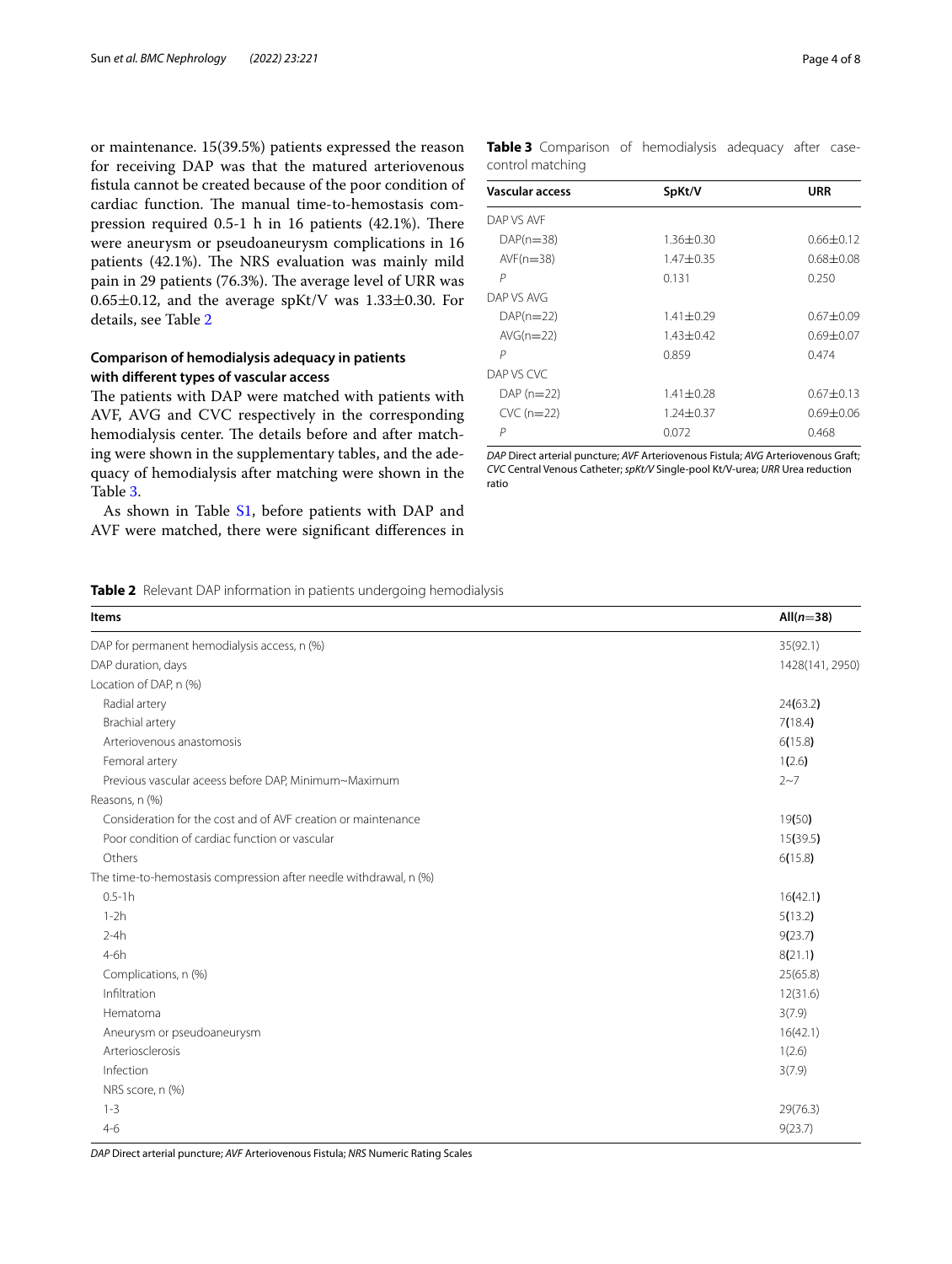or maintenance. 15(39.5%) patients expressed the reason for receiving DAP was that the matured arteriovenous fistula cannot be created because of the poor condition of cardiac function. The manual time-to-hemostasis compression required 0.5-1 h in 16 patients (42.1%). There were aneurysm or pseudoaneurysm complications in 16 patients (42.1%). The NRS evaluation was mainly mild pain in 29 patients (76.3%). The average level of URR was 0.65±0.12, and the average spKt/V was 1.33±0.30. For details, see Table 2

### Comparison of hemodialysis adequacy in patients with different types of vascular access

The patients with DAP were matched with patients with AVF, AVG and CVC respectively in the corresponding hemodialysis center. The details before and after matching were shown in the supplementary tables, and the adequacy of hemodialysis after matching were shown in the Table 3.

As shown in Table S1, before patients with DAP and AVF were matched, there were significant differences in

**Table 3** Comparison of hemodialysis adequacy after case-control matching

| Vascular access | SpKt/V | URR |
|---|---|---|
| DAP VS AVF | | |
| DAP(n=38) | 1.36±0.30 | 0.66±0.12 |
| AVF(n=38) | 1.47±0.35 | 0.68±0.08 |
| *P* | 0.131 | 0.250 |
| DAP VS AVG | | |
| DAP(n=22) | 1.41±0.29 | 0.67±0.09 |
| AVG(n=22) | 1.43±0.42 | 0.69±0.07 |
| *P* | 0.859 | 0.474 |
| DAP VS CVC | | |
| DAP (n=22) | 1.41±0.28 | 0.67±0.13 |
| CVC (n=22) | 1.24±0.37 | 0.69±0.06 |
| *P* | 0.072 | 0.468 |

*DAP* Direct arterial puncture; *AVF* Arteriovenous Fistula; *AVG* Arteriovenous Graft; *CVC* Central Venous Catheter; *spKt/V* Single-pool Kt/V-urea; *URR* Urea reduction ratio

**Table 2** Relevant DAP information in patients undergoing hemodialysis

| Items | All(*n*=38) |
|---|---|
| DAP for permanent hemodialysis access, n (%) | 35(92.1) |
| DAP duration, days | 1428(141, 2950) |
| Location of DAP, n (%) | |
| Radial artery | 24(63.2) |
| Brachial artery | 7(18.4) |
| Arteriovenous anastomosis | 6(15.8) |
| Femoral artery | 1(2.6) |
| Previous vascular aceess before DAP, Minimum~Maximum | 2~7 |
| Reasons, n (%) | |
| Consideration for the cost and of AVF creation or maintenance | 19(50) |
| Poor condition of cardiac function or vascular | 15(39.5) |
| Others | 6(15.8) |
| The time-to-hemostasis compression after needle withdrawal, n (%) | |
| 0.5-1h | 16(42.1) |
| 1-2h | 5(13.2) |
| 2-4h | 9(23.7) |
| 4-6h | 8(21.1) |
| Complications, n (%) | 25(65.8) |
| Infiltration | 12(31.6) |
| Hematoma | 3(7.9) |
| Aneurysm or pseudoaneurysm | 16(42.1) |
| Arteriosclerosis | 1(2.6) |
| Infection | 3(7.9) |
| NRS score, n (%) | |
| 1-3 | 29(76.3) |
| 4-6 | 9(23.7) |

*DAP* Direct arterial puncture; *AVF* Arteriovenous Fistula; *NRS* Numeric Rating Scales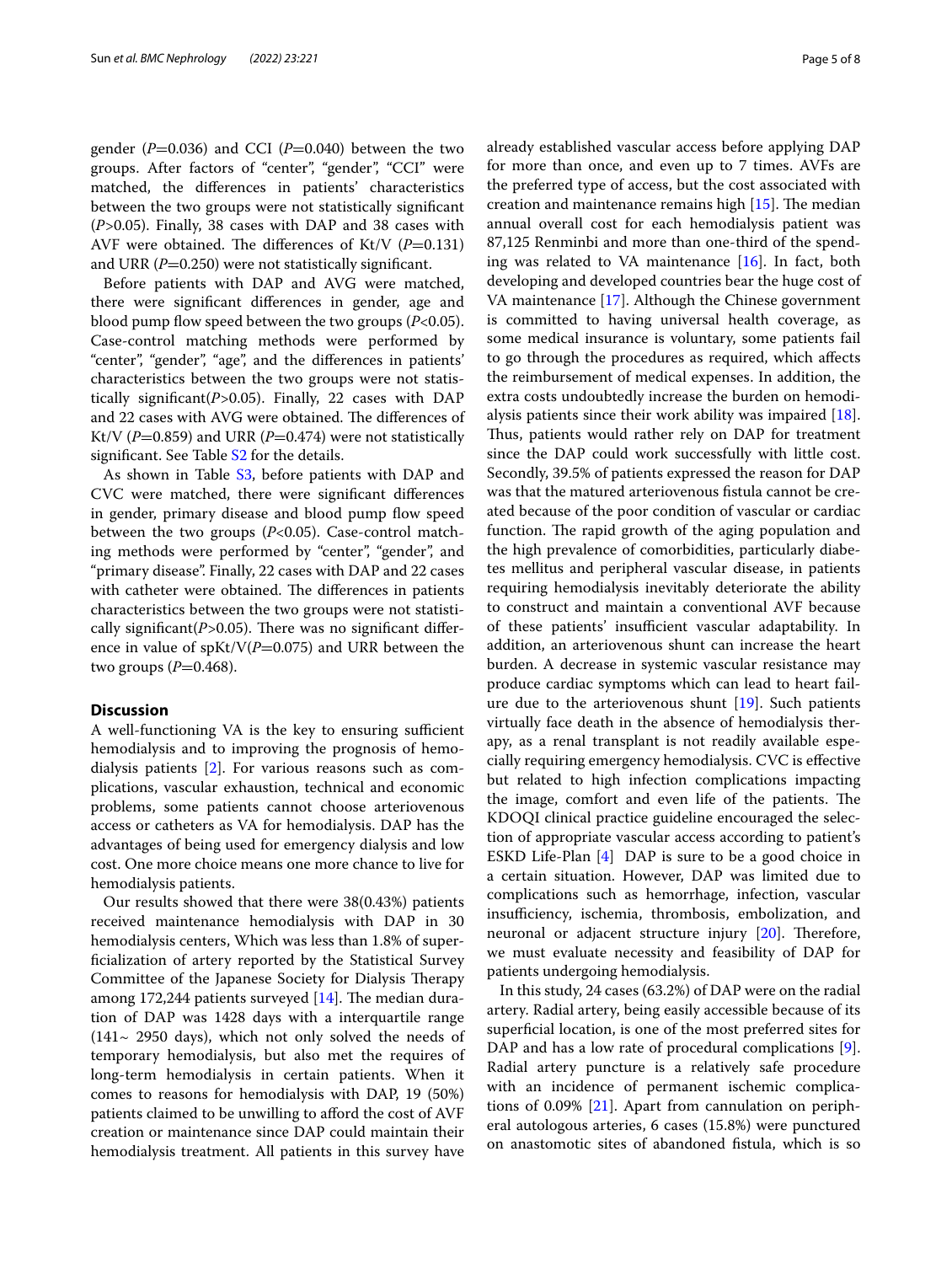gender ($P$=0.036) and CCI ($P$=0.040) between the two groups. After factors of "center", "gender", "CCI" were matched, the differences in patients' characteristics between the two groups were not statistically significant ($P$>0.05). Finally, 38 cases with DAP and 38 cases with AVF were obtained. The differences of Kt/V ($P$=0.131) and URR ($P$=0.250) were not statistically significant.

Before patients with DAP and AVG were matched, there were significant differences in gender, age and blood pump flow speed between the two groups ($P$<0.05). Case-control matching methods were performed by "center", "gender", "age", and the differences in patients' characteristics between the two groups were not statistically significant($P$>0.05). Finally, 22 cases with DAP and 22 cases with AVG were obtained. The differences of Kt/V ($P$=0.859) and URR ($P$=0.474) were not statistically significant. See Table S2 for the details.

As shown in Table S3, before patients with DAP and CVC were matched, there were significant differences in gender, primary disease and blood pump flow speed between the two groups ($P$<0.05). Case-control matching methods were performed by "center", "gender", and "primary disease". Finally, 22 cases with DAP and 22 cases with catheter were obtained. The differences in patients characteristics between the two groups were not statistically significant($P$>0.05). There was no significant difference in value of spKt/V($P$=0.075) and URR between the two groups ($P$=0.468).

## Discussion

A well-functioning VA is the key to ensuring sufficient hemodialysis and to improving the prognosis of hemodialysis patients [2]. For various reasons such as complications, vascular exhaustion, technical and economic problems, some patients cannot choose arteriovenous access or catheters as VA for hemodialysis. DAP has the advantages of being used for emergency dialysis and low cost. One more choice means one more chance to live for hemodialysis patients.

Our results showed that there were 38(0.43%) patients received maintenance hemodialysis with DAP in 30 hemodialysis centers, Which was less than 1.8% of superficialization of artery reported by the Statistical Survey Committee of the Japanese Society for Dialysis Therapy among 172,244 patients surveyed [14]. The median duration of DAP was 1428 days with a interquartile range (141~ 2950 days), which not only solved the needs of temporary hemodialysis, but also met the requires of long-term hemodialysis in certain patients. When it comes to reasons for hemodialysis with DAP, 19 (50%) patients claimed to be unwilling to afford the cost of AVF creation or maintenance since DAP could maintain their hemodialysis treatment. All patients in this survey have already established vascular access before applying DAP for more than once, and even up to 7 times. AVFs are the preferred type of access, but the cost associated with creation and maintenance remains high [15]. The median annual overall cost for each hemodialysis patient was 87,125 Renminbi and more than one-third of the spending was related to VA maintenance [16]. In fact, both developing and developed countries bear the huge cost of VA maintenance [17]. Although the Chinese government is committed to having universal health coverage, as some medical insurance is voluntary, some patients fail to go through the procedures as required, which affects the reimbursement of medical expenses. In addition, the extra costs undoubtedly increase the burden on hemodialysis patients since their work ability was impaired [18]. Thus, patients would rather rely on DAP for treatment since the DAP could work successfully with little cost. Secondly, 39.5% of patients expressed the reason for DAP was that the matured arteriovenous fistula cannot be created because of the poor condition of vascular or cardiac function. The rapid growth of the aging population and the high prevalence of comorbidities, particularly diabetes mellitus and peripheral vascular disease, in patients requiring hemodialysis inevitably deteriorate the ability to construct and maintain a conventional AVF because of these patients' insufficient vascular adaptability. In addition, an arteriovenous shunt can increase the heart burden. A decrease in systemic vascular resistance may produce cardiac symptoms which can lead to heart failure due to the arteriovenous shunt [19]. Such patients virtually face death in the absence of hemodialysis therapy, as a renal transplant is not readily available especially requiring emergency hemodialysis. CVC is effective but related to high infection complications impacting the image, comfort and even life of the patients. The KDOQI clinical practice guideline encouraged the selection of appropriate vascular access according to patient's ESKD Life-Plan [4] DAP is sure to be a good choice in a certain situation. However, DAP was limited due to complications such as hemorrhage, infection, vascular insufficiency, ischemia, thrombosis, embolization, and neuronal or adjacent structure injury [20]. Therefore, we must evaluate necessity and feasibility of DAP for patients undergoing hemodialysis.

In this study, 24 cases (63.2%) of DAP were on the radial artery. Radial artery, being easily accessible because of its superficial location, is one of the most preferred sites for DAP and has a low rate of procedural complications [9]. Radial artery puncture is a relatively safe procedure with an incidence of permanent ischemic complications of 0.09% [21]. Apart from cannulation on peripheral autologous arteries, 6 cases (15.8%) were punctured on anastomotic sites of abandoned fistula, which is so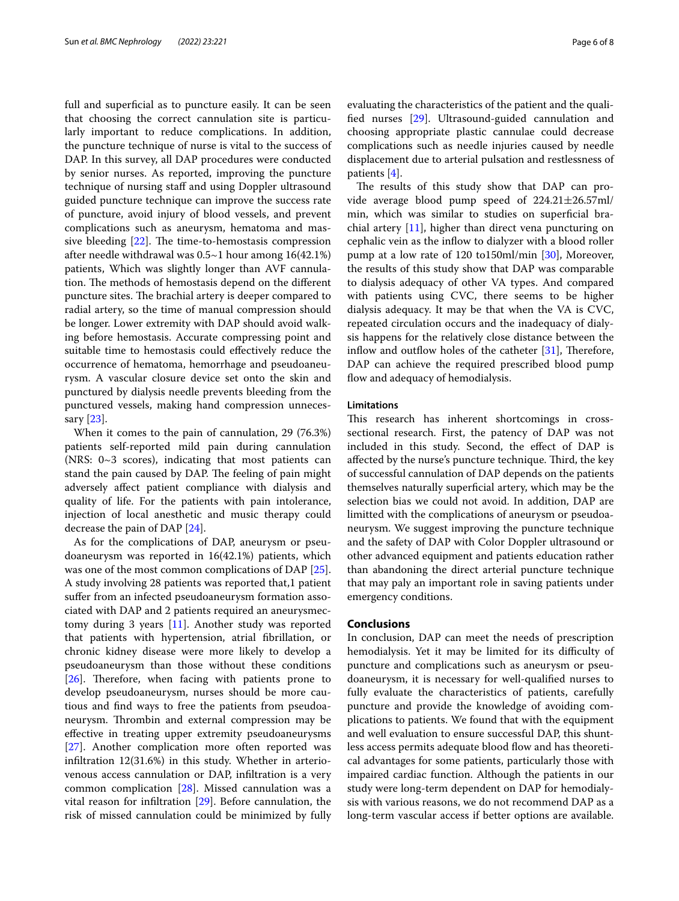full and superficial as to puncture easily. It can be seen that choosing the correct cannulation site is particularly important to reduce complications. In addition, the puncture technique of nurse is vital to the success of DAP. In this survey, all DAP procedures were conducted by senior nurses. As reported, improving the puncture technique of nursing staff and using Doppler ultrasound guided puncture technique can improve the success rate of puncture, avoid injury of blood vessels, and prevent complications such as aneurysm, hematoma and massive bleeding [22]. The time-to-hemostasis compression after needle withdrawal was 0.5~1 hour among 16(42.1%) patients, Which was slightly longer than AVF cannulation. The methods of hemostasis depend on the different puncture sites. The brachial artery is deeper compared to radial artery, so the time of manual compression should be longer. Lower extremity with DAP should avoid walking before hemostasis. Accurate compressing point and suitable time to hemostasis could effectively reduce the occurrence of hematoma, hemorrhage and pseudoaneurysm. A vascular closure device set onto the skin and punctured by dialysis needle prevents bleeding from the punctured vessels, making hand compression unnecessary [23].

When it comes to the pain of cannulation, 29 (76.3%) patients self-reported mild pain during cannulation (NRS: 0~3 scores), indicating that most patients can stand the pain caused by DAP. The feeling of pain might adversely affect patient compliance with dialysis and quality of life. For the patients with pain intolerance, injection of local anesthetic and music therapy could decrease the pain of DAP [24].

As for the complications of DAP, aneurysm or pseudoaneurysm was reported in 16(42.1%) patients, which was one of the most common complications of DAP [25]. A study involving 28 patients was reported that,1 patient suffer from an infected pseudoaneurysm formation associated with DAP and 2 patients required an aneurysmectomy during 3 years [11]. Another study was reported that patients with hypertension, atrial fibrillation, or chronic kidney disease were more likely to develop a pseudoaneurysm than those without these conditions [26]. Therefore, when facing with patients prone to develop pseudoaneurysm, nurses should be more cautious and find ways to free the patients from pseudoaneurysm. Thrombin and external compression may be effective in treating upper extremity pseudoaneurysms [27]. Another complication more often reported was infiltration 12(31.6%) in this study. Whether in arteriovenous access cannulation or DAP, infiltration is a very common complication [28]. Missed cannulation was a vital reason for infiltration [29]. Before cannulation, the risk of missed cannulation could be minimized by fully evaluating the characteristics of the patient and the qualified nurses [29]. Ultrasound-guided cannulation and choosing appropriate plastic cannulae could decrease complications such as needle injuries caused by needle displacement due to arterial pulsation and restlessness of patients [4].

The results of this study show that DAP can provide average blood pump speed of 224.21±26.57ml/min, which was similar to studies on superficial brachial artery [11], higher than direct vena puncturing on cephalic vein as the inflow to dialyzer with a blood roller pump at a low rate of 120 to150ml/min [30], Moreover, the results of this study show that DAP was comparable to dialysis adequacy of other VA types. And compared with patients using CVC, there seems to be higher dialysis adequacy. It may be that when the VA is CVC, repeated circulation occurs and the inadequacy of dialysis happens for the relatively close distance between the inflow and outflow holes of the catheter [31], Therefore, DAP can achieve the required prescribed blood pump flow and adequacy of hemodialysis.

### Limitations

This research has inherent shortcomings in cross-sectional research. First, the patency of DAP was not included in this study. Second, the effect of DAP is affected by the nurse's puncture technique. Third, the key of successful cannulation of DAP depends on the patients themselves naturally superficial artery, which may be the selection bias we could not avoid. In addition, DAP are limitted with the complications of aneurysm or pseudoaneurysm. We suggest improving the puncture technique and the safety of DAP with Color Doppler ultrasound or other advanced equipment and patients education rather than abandoning the direct arterial puncture technique that may paly an important role in saving patients under emergency conditions.

## Conclusions

In conclusion, DAP can meet the needs of prescription hemodialysis. Yet it may be limited for its difficulty of puncture and complications such as aneurysm or pseudoaneurysm, it is necessary for well-qualified nurses to fully evaluate the characteristics of patients, carefully puncture and provide the knowledge of avoiding complications to patients. We found that with the equipment and well evaluation to ensure successful DAP, this shuntless access permits adequate blood flow and has theoretical advantages for some patients, particularly those with impaired cardiac function. Although the patients in our study were long-term dependent on DAP for hemodialysis with various reasons, we do not recommend DAP as a long-term vascular access if better options are available.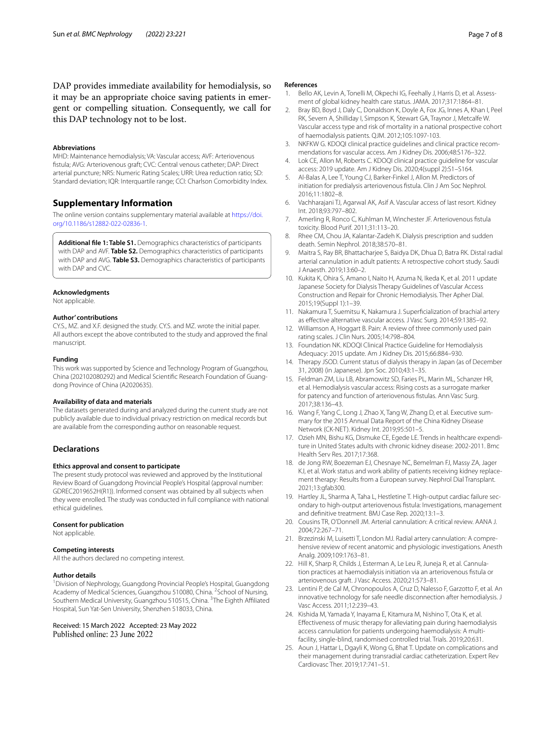DAP provides immediate availability for hemodialysis, so it may be an appropriate choice saving patients in emergent or compelling situation. Consequently, we call for this DAP technology not to be lost.

#### Abbreviations

MHD: Maintenance hemodialysis; VA: Vascular access; AVF: Arteriovenous fistula; AVG: Arteriovenous graft; CVC: Central venous catheter; DAP: Direct arterial puncture; NRS: Numeric Rating Scales; URR: Urea reduction ratio; SD: Standard deviation; IQR: Interquartile range; CCI: Charlson Comorbidity Index.

## Supplementary Information

The online version contains supplementary material available at https://doi.org/10.1186/s12882-022-02836-1.

**Additional file 1: Table S1.** Demographics characteristics of participants with DAP and AVF. **Table S2.** Demographics characteristics of participants with DAP and AVG. **Table S3.** Demographics characteristics of participants with DAP and CVC.

#### Acknowledgments

Not applicable.

#### Author' contributions

CY.S., MZ. and X.F. designed the study. CY.S. and MZ. wrote the initial paper. All authors except the above contributed to the study and approved the final manuscript.

#### Funding

This work was supported by Science and Technology Program of Guangzhou, China (202102080292) and Medical Scientific Research Foundation of Guangdong Province of China (A2020635).

#### Availability of data and materials

The datasets generated during and analyzed during the current study are not publicly available due to individual privacy restriction on medical records but are available from the corresponding author on reasonable request.

## Declarations

#### Ethics approval and consent to participate

The present study protocol was reviewed and approved by the Institutional Review Board of Guangdong Provincial People's Hospital (approval number: GDREC2019652H(R1)). Informed consent was obtained by all subjects when they were enrolled. The study was conducted in full compliance with national ethical guidelines.

#### Consent for publication

Not applicable.

#### Competing interests

All the authors declared no competing interest.

#### Author details

[1]Division of Nephrology, Guangdong Provincial People's Hospital, Guangdong Academy of Medical Sciences, Guangzhou 510080, China. [2]School of Nursing, Southern Medical University, Guangzhou 510515, China. [3]The Eighth Affiliated Hospital, Sun Yat-Sen University, Shenzhen 518033, China.

Received: 15 March 2022 Accepted: 23 May 2022
Published online: 23 June 2022

#### References

1. Bello AK, Levin A, Tonelli M, Okpechi IG, Feehally J, Harris D, et al. Assessment of global kidney health care status. JAMA. 2017;317:1864–81.
2. Bray BD, Boyd J, Daly C, Donaldson K, Doyle A, Fox JG, Innes A, Khan I, Peel RK, Severn A, Shilliday I, Simpson K, Stewart GA, Traynor J, Metcalfe W. Vascular access type and risk of mortality in a national prospective cohort of haemodialysis patients. QJM. 2012;105:1097-103.
3. NKFKW G. KDOQI clinical practice guidelines and clinical practice recommendations for vascular access. Am J Kidney Dis. 2006;48:S176–322.
4. Lok CE, Allon M, Roberts C. KDOQI clinical practice guideline for vascular access: 2019 update. Am J Kidney Dis. 2020;4(suppl 2):S1–S164.
5. Al-Balas A, Lee T, Young CJ, Barker-Finkel J, Allon M. Predictors of initiation for predialysis arteriovenous fistula. Clin J Am Soc Nephrol. 2016;11:1802–8.
6. Vachharajani TJ, Agarwal AK, Asif A. Vascular access of last resort. Kidney Int. 2018;93:797–802.
7. Amerling R, Ronco C, Kuhlman M, Winchester JF. Arteriovenous fistula toxicity. Blood Purif. 2011;31:113–20.
8. Rhee CM, Chou JA, Kalantar-Zadeh K. Dialysis prescription and sudden death. Semin Nephrol. 2018;38:570–81.
9. Maitra S, Ray BR, Bhattacharjee S, Baidya DK, Dhua D, Batra RK. Distal radial arterial cannulation in adult patients: A retrospective cohort study. Saudi J Anaesth. 2019;13:60–2.
10. Kukita K, Ohira S, Amano I, Naito H, Azuma N, Ikeda K, et al. 2011 update Japanese Society for Dialysis Therapy Guidelines of Vascular Access Construction and Repair for Chronic Hemodialysis. Ther Apher Dial. 2015;19(Suppl 1):1–39.
11. Nakamura T, Suemitsu K, Nakamura J. Superficialization of brachial artery as effective alternative vascular access. J Vasc Surg. 2014;59:1385–92.
12. Williamson A, Hoggart B. Pain: A review of three commonly used pain rating scales. J Clin Nurs. 2005;14:798–804.
13. Foundation NK. KDOQI Clinical Practice Guideline for Hemodialysis Adequacy: 2015 update. Am J Kidney Dis. 2015;66:884–930.
14. Therapy JSOD. Current status of dialysis therapy in Japan (as of December 31, 2008) (in Japanese). Jpn Soc. 2010;43:1–35.
15. Feldman ZM, Liu LB, Abramowitz SD, Faries PL, Marin ML, Schanzer HR, et al. Hemodialysis vascular access: Rising costs as a surrogate marker for patency and function of arteriovenous fistulas. Ann Vasc Surg. 2017;38:136–43.
16. Wang F, Yang C, Long J, Zhao X, Tang W, Zhang D, et al. Executive summary for the 2015 Annual Data Report of the China Kidney Disease Network (CK-NET). Kidney Int. 2019;95:501–5.
17. Ozieh MN, Bishu KG, Dismuke CE, Egede LE. Trends in healthcare expenditure in United States adults with chronic kidney disease: 2002-2011. Bmc Health Serv Res. 2017;17:368.
18. de Jong RW, Boezeman EJ, Chesnaye NC, Bemelman FJ, Massy ZA, Jager KJ, et al. Work status and work ability of patients receiving kidney replacement therapy: Results from a European survey. Nephrol Dial Transplant. 2021;13:gfab300.
19. Hartley JL, Sharma A, Taha L, Hestletine T. High-output cardiac failure secondary to high-output arteriovenous fistula: Investigations, management and definitive treatment. BMJ Case Rep. 2020;13:1–3.
20. Cousins TR, O'Donnell JM. Arterial cannulation: A critical review. AANA J. 2004;72:267–71.
21. Brzezinski M, Luisetti T, London MJ. Radial artery cannulation: A comprehensive review of recent anatomic and physiologic investigations. Anesth Analg. 2009;109:1763–81.
22. Hill K, Sharp R, Childs J, Esterman A, Le Leu R, Juneja R, et al. Cannulation practices at haemodialysis initiation via an arteriovenous fistula or arteriovenous graft. J Vasc Access. 2020;21:573–81.
23. Lentini P, de Cal M, Chronopoulos A, Cruz D, Nalesso F, Garzotto F, et al. An innovative technology for safe needle disconnection after hemodialysis. J Vasc Access. 2011;12:239–43.
24. Kishida M, Yamada Y, Inayama E, Kitamura M, Nishino T, Ota K, et al. Effectiveness of music therapy for alleviating pain during haemodialysis access cannulation for patients undergoing haemodialysis: A multi-facility, single-blind, randomised controlled trial. Trials. 2019;20:631.
25. Aoun J, Hattar L, Dgayli K, Wong G, Bhat T. Update on complications and their management during transradial cardiac catheterization. Expert Rev Cardiovasc Ther. 2019;17:741–51.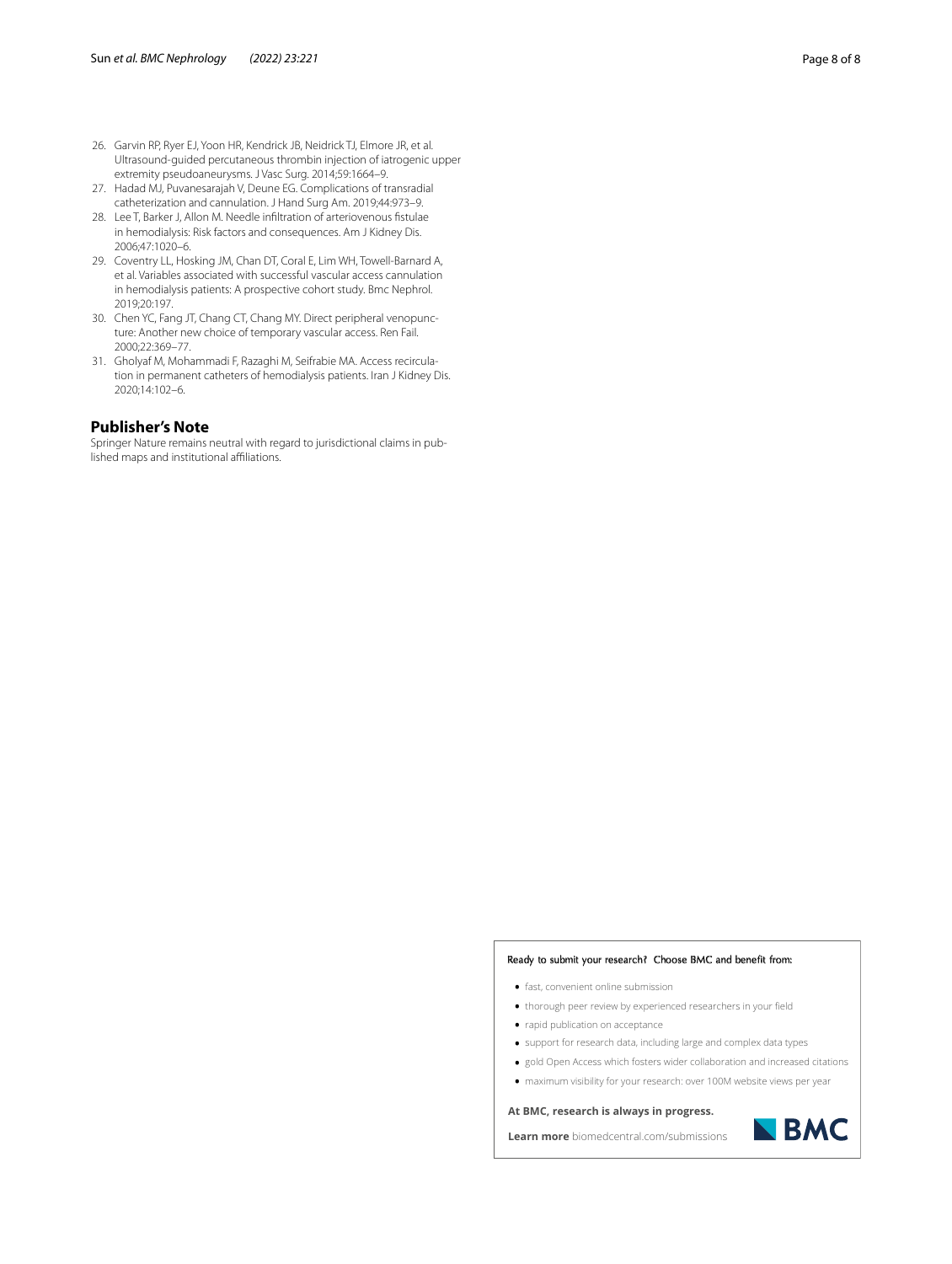26. Garvin RP, Ryer EJ, Yoon HR, Kendrick JB, Neidrick TJ, Elmore JR, et al. Ultrasound-guided percutaneous thrombin injection of iatrogenic upper extremity pseudoaneurysms. J Vasc Surg. 2014;59:1664–9.
27. Hadad MJ, Puvanesarajah V, Deune EG. Complications of transradial catheterization and cannulation. J Hand Surg Am. 2019;44:973–9.
28. Lee T, Barker J, Allon M. Needle infiltration of arteriovenous fistulae in hemodialysis: Risk factors and consequences. Am J Kidney Dis. 2006;47:1020–6.
29. Coventry LL, Hosking JM, Chan DT, Coral E, Lim WH, Towell-Barnard A, et al. Variables associated with successful vascular access cannulation in hemodialysis patients: A prospective cohort study. Bmc Nephrol. 2019;20:197.
30. Chen YC, Fang JT, Chang CT, Chang MY. Direct peripheral venopuncture: Another new choice of temporary vascular access. Ren Fail. 2000;22:369–77.
31. Gholyaf M, Mohammadi F, Razaghi M, Seifrabie MA. Access recirculation in permanent catheters of hemodialysis patients. Iran J Kidney Dis. 2020;14:102–6.

## Publisher's Note

Springer Nature remains neutral with regard to jurisdictional claims in published maps and institutional affiliations.

Ready to submit your research? Choose BMC and benefit from:

- fast, convenient online submission
- thorough peer review by experienced researchers in your field
- rapid publication on acceptance
- support for research data, including large and complex data types
- gold Open Access which fosters wider collaboration and increased citations
- maximum visibility for your research: over 100M website views per year

**At BMC, research is always in progress.**

**Learn more** biomedcentral.com/submissions

BMC